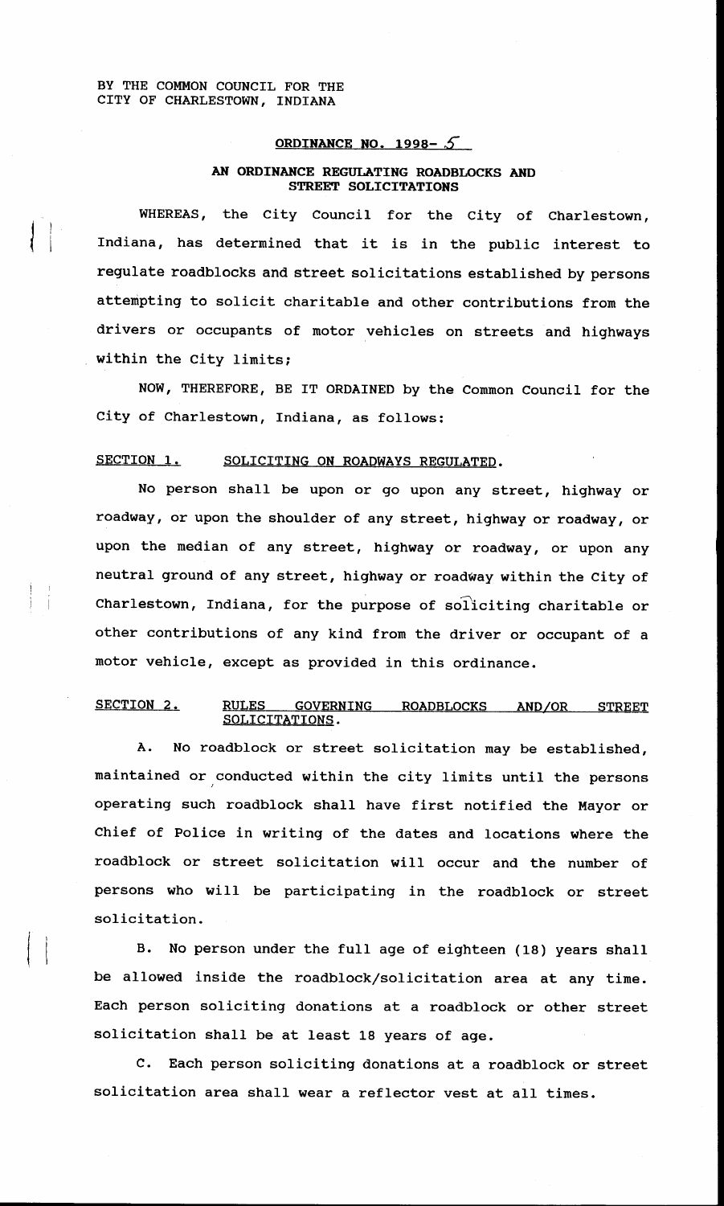BY THE COMMON COUNCIL FOR THE
CITY OF CHARLESTOWN, INDIANA

## ORDINANCE NO. 1998- 5

### AN ORDINANCE REGULATING ROADBLOCKS AND STREET SOLICITATIONS

WHEREAS, the City Council for the City of Charlestown, Indiana, has determined that it is in the public interest to regulate roadblocks and street solicitations established by persons attempting to solicit charitable and other contributions from the drivers or occupants of motor vehicles on streets and highways within the City limits;

NOW, THEREFORE, BE IT ORDAINED by the Common Council for the City of Charlestown, Indiana, as follows:

**SECTION 1. SOLICITING ON ROADWAYS REGULATED.**

No person shall be upon or go upon any street, highway or roadway, or upon the shoulder of any street, highway or roadway, or upon the median of any street, highway or roadway, or upon any neutral ground of any street, highway or roadway within the City of Charlestown, Indiana, for the purpose of soliciting charitable or other contributions of any kind from the driver or occupant of a motor vehicle, except as provided in this ordinance.

**SECTION 2. RULES GOVERNING ROADBLOCKS AND/OR STREET SOLICITATIONS.**

A. No roadblock or street solicitation may be established, maintained or conducted within the city limits until the persons operating such roadblock shall have first notified the Mayor or Chief of Police in writing of the dates and locations where the roadblock or street solicitation will occur and the number of persons who will be participating in the roadblock or street solicitation.

B. No person under the full age of eighteen (18) years shall be allowed inside the roadblock/solicitation area at any time. Each person soliciting donations at a roadblock or other street solicitation shall be at least 18 years of age.

C. Each person soliciting donations at a roadblock or street solicitation area shall wear a reflector vest at all times.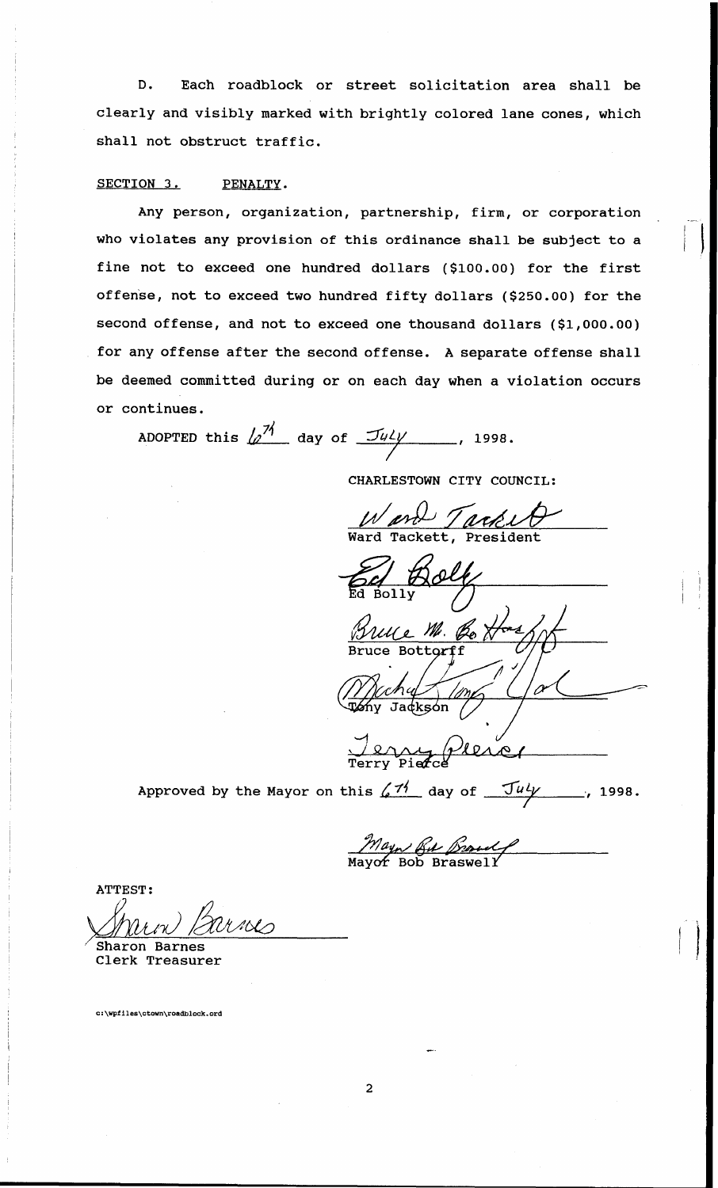D. Each roadblock or street solicitation area shall be clearly and visibly marked with brightly colored lane cones, which shall not obstruct traffic.

SECTION 3. PENALTY.

Any person, organization, partnership, firm, or corporation who violates any provision of this ordinance shall be subject to a fine not to exceed one hundred dollars ($100.00) for the first offense, not to exceed two hundred fifty dollars ($250.00) for the second offense, and not to exceed one thousand dollars ($1,000.00) for any offense after the second offense. A separate offense shall be deemed committed during or on each day when a violation occurs or continues.

ADOPTED this 6th day of July, 1998.

CHARLESTOWN CITY COUNCIL:

Ward Tackett
Ward Tackett, President

Ed Bolly
Ed Bolly

Bruce M. Bottorff
Bruce Bottorff

Michael Tony Jackson
Tony Jackson

Terry Pierce
Terry Pierce

Approved by the Mayor on this 6th day of July, 1998.

Mayor Bob Braswell
Mayor Bob Braswell

ATTEST:

Sharon Barnes
Sharon Barnes
Clerk Treasurer

c:\wpfiles\ctown\roadblock.ord